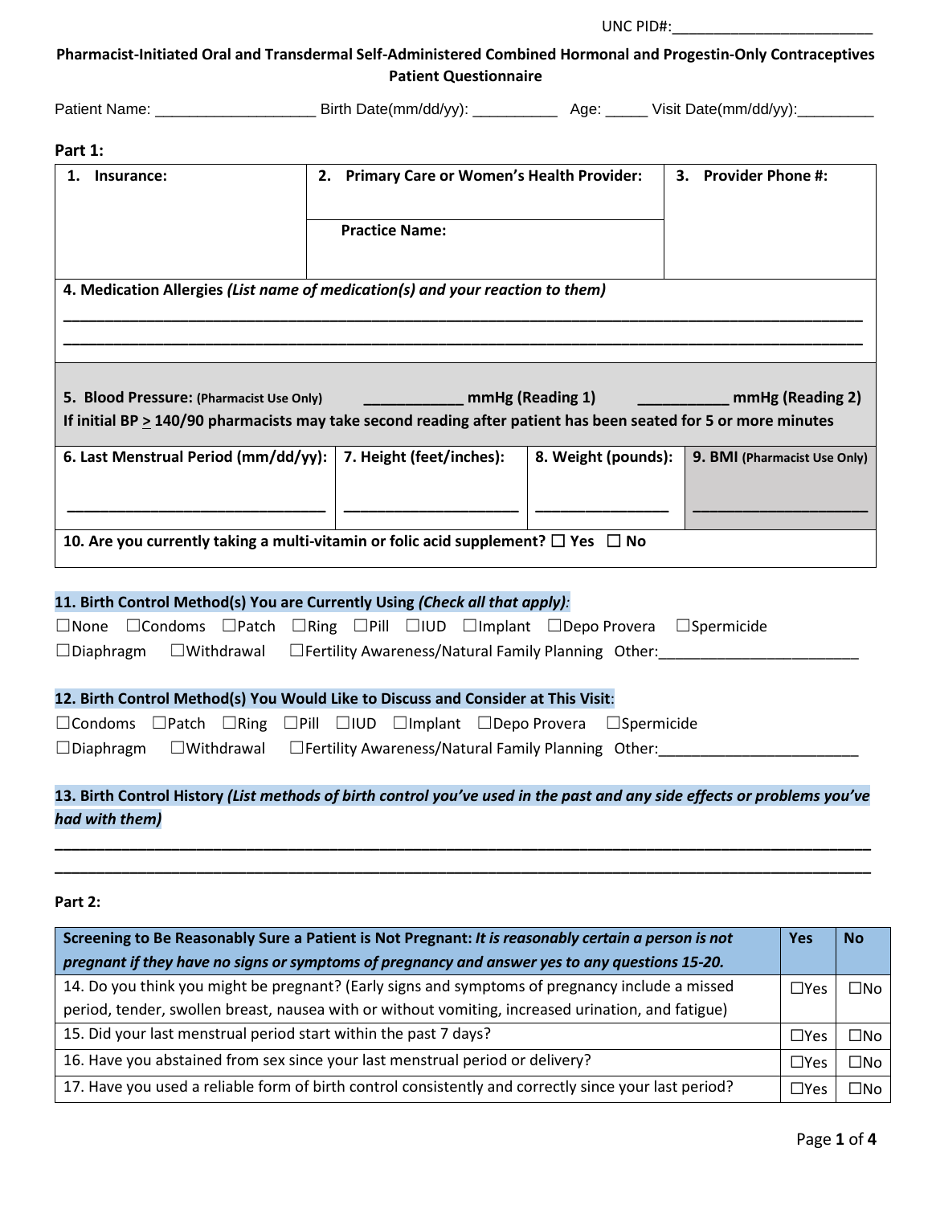UNC PID#:________________________

# Pharmacist-Initiated Oral and Transdermal Self-Administered Combined Hormonal and Progestin-Only Contraceptives Patient Questionnaire

Patient Name: ___________________ Birth Date(mm/dd/yy): __________ Age: _____ Visit Date(mm/dd/yy):_________

**Part 1:**

| **1. Insurance:** | **2. Primary Care or Women's Health Provider:** | **3. Provider Phone #:** |
|---|---|---|
| | **Practice Name:** | |

**4. Medication Allergies** ***(List name of medication(s) and your reaction to them)***

_______________________________________________________________________________

_______________________________________________________________________________

**5. Blood Pressure:** **(Pharmacist Use Only)** ___________ **mmHg (Reading 1)** ___________ **mmHg (Reading 2)**

**If initial BP ≥ 140/90 pharmacists may take second reading after patient has been seated for 5 or more minutes**

| **6. Last Menstrual Period (mm/dd/yy):** | **7. Height (feet/inches):** | **8. Weight (pounds):** | **9. BMI (Pharmacist Use Only)** |
|---|---|---|---|
| ______________________ | ______________________ | ________________ | ______________________ |

**10. Are you currently taking a multi-vitamin or folic acid supplement?** ☐ **Yes** ☐ **No**

**11. Birth Control Method(s) You are Currently Using** ***(Check all that apply)***:

☐None ☐Condoms ☐Patch ☐Ring ☐Pill ☐IUD ☐Implant ☐Depo Provera ☐Spermicide
☐Diaphragm ☐Withdrawal ☐Fertility Awareness/Natural Family Planning Other:________________________

**12. Birth Control Method(s) You Would Like to Discuss and Consider at This Visit**:

☐Condoms ☐Patch ☐Ring ☐Pill ☐IUD ☐Implant ☐Depo Provera ☐Spermicide
☐Diaphragm ☐Withdrawal ☐Fertility Awareness/Natural Family Planning Other:________________________

**13. Birth Control History** ***(List methods of birth control you've used in the past and any side effects or problems you've had with them)***

_______________________________________________________________________________

_______________________________________________________________________________

**Part 2:**

| **Screening to Be Reasonably Sure a Patient is Not Pregnant:** ***It is reasonably certain a person is not pregnant if they have no signs or symptoms of pregnancy and answer yes to any questions 15-20.*** | **Yes** | **No** |
|---|---|---|
| 14. Do you think you might be pregnant? (Early signs and symptoms of pregnancy include a missed period, tender, swollen breast, nausea with or without vomiting, increased urination, and fatigue) | ☐Yes | ☐No |
| 15. Did your last menstrual period start within the past 7 days? | ☐Yes | ☐No |
| 16. Have you abstained from sex since your last menstrual period or delivery? | ☐Yes | ☐No |
| 17. Have you used a reliable form of birth control consistently and correctly since your last period? | ☐Yes | ☐No |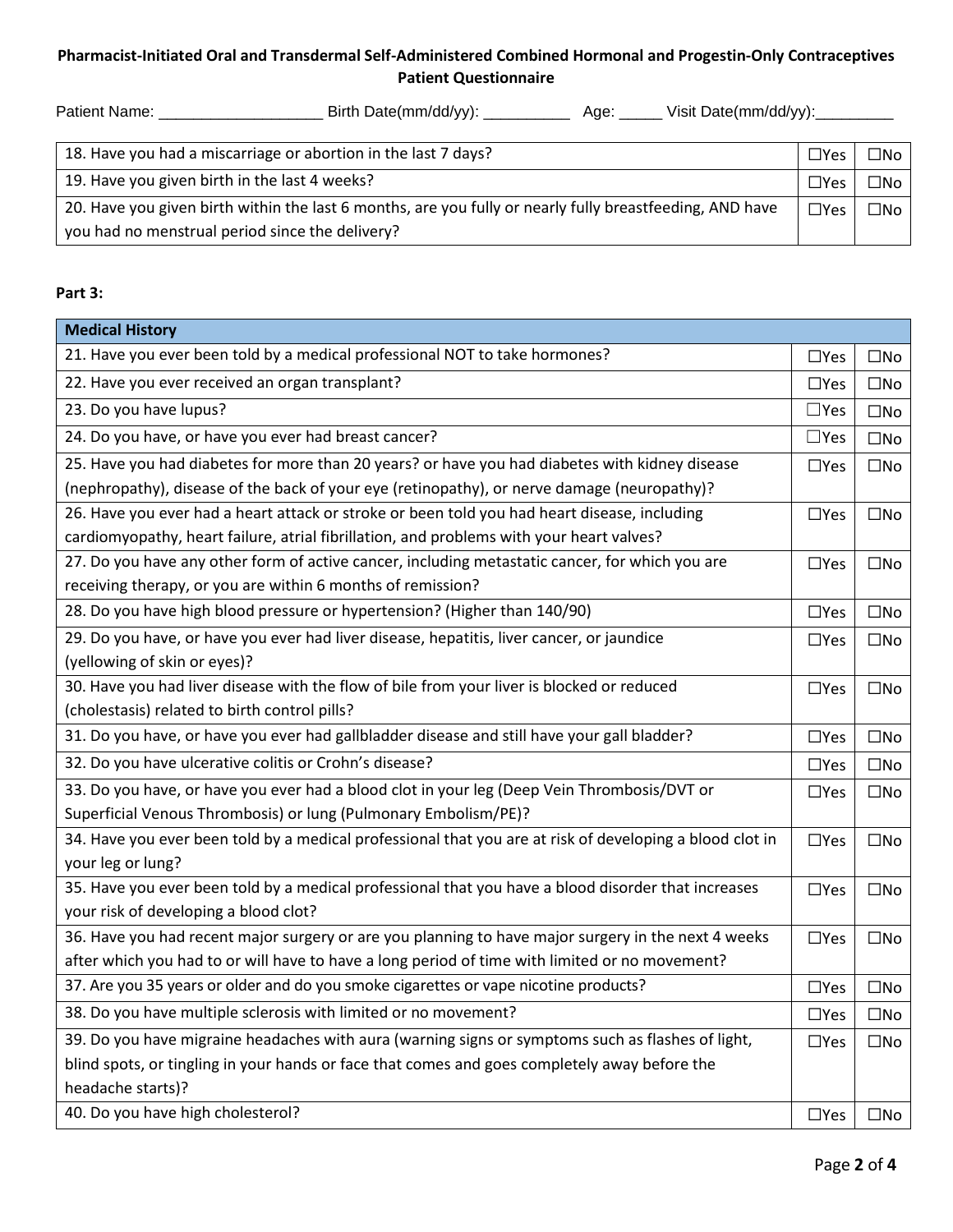**Pharmacist-Initiated Oral and Transdermal Self-Administered Combined Hormonal and Progestin-Only Contraceptives Patient Questionnaire**

Patient Name: ___________________ Birth Date(mm/dd/yy): __________ Age: _____ Visit Date(mm/dd/yy):_________

| | | |
|---|---|---|
| 18. Have you had a miscarriage or abortion in the last 7 days? | ☐Yes | ☐No |
| 19. Have you given birth in the last 4 weeks? | ☐Yes | ☐No |
| 20. Have you given birth within the last 6 months, are you fully or nearly fully breastfeeding, AND have you had no menstrual period since the delivery? | ☐Yes | ☐No |

**Part 3:**

| Medical History | | |
|---|---|---|
| 21. Have you ever been told by a medical professional NOT to take hormones? | ☐Yes | ☐No |
| 22. Have you ever received an organ transplant? | ☐Yes | ☐No |
| 23. Do you have lupus? | ☐Yes | ☐No |
| 24. Do you have, or have you ever had breast cancer? | ☐Yes | ☐No |
| 25. Have you had diabetes for more than 20 years? or have you had diabetes with kidney disease (nephropathy), disease of the back of your eye (retinopathy), or nerve damage (neuropathy)? | ☐Yes | ☐No |
| 26. Have you ever had a heart attack or stroke or been told you had heart disease, including cardiomyopathy, heart failure, atrial fibrillation, and problems with your heart valves? | ☐Yes | ☐No |
| 27. Do you have any other form of active cancer, including metastatic cancer, for which you are receiving therapy, or you are within 6 months of remission? | ☐Yes | ☐No |
| 28. Do you have high blood pressure or hypertension? (Higher than 140/90) | ☐Yes | ☐No |
| 29. Do you have, or have you ever had liver disease, hepatitis, liver cancer, or jaundice (yellowing of skin or eyes)? | ☐Yes | ☐No |
| 30. Have you had liver disease with the flow of bile from your liver is blocked or reduced (cholestasis) related to birth control pills? | ☐Yes | ☐No |
| 31. Do you have, or have you ever had gallbladder disease and still have your gall bladder? | ☐Yes | ☐No |
| 32. Do you have ulcerative colitis or Crohn's disease? | ☐Yes | ☐No |
| 33. Do you have, or have you ever had a blood clot in your leg (Deep Vein Thrombosis/DVT or Superficial Venous Thrombosis) or lung (Pulmonary Embolism/PE)? | ☐Yes | ☐No |
| 34. Have you ever been told by a medical professional that you are at risk of developing a blood clot in your leg or lung? | ☐Yes | ☐No |
| 35. Have you ever been told by a medical professional that you have a blood disorder that increases your risk of developing a blood clot? | ☐Yes | ☐No |
| 36. Have you had recent major surgery or are you planning to have major surgery in the next 4 weeks after which you had to or will have to have a long period of time with limited or no movement? | ☐Yes | ☐No |
| 37. Are you 35 years or older and do you smoke cigarettes or vape nicotine products? | ☐Yes | ☐No |
| 38. Do you have multiple sclerosis with limited or no movement? | ☐Yes | ☐No |
| 39. Do you have migraine headaches with aura (warning signs or symptoms such as flashes of light, blind spots, or tingling in your hands or face that comes and goes completely away before the headache starts)? | ☐Yes | ☐No |
| 40. Do you have high cholesterol? | ☐Yes | ☐No |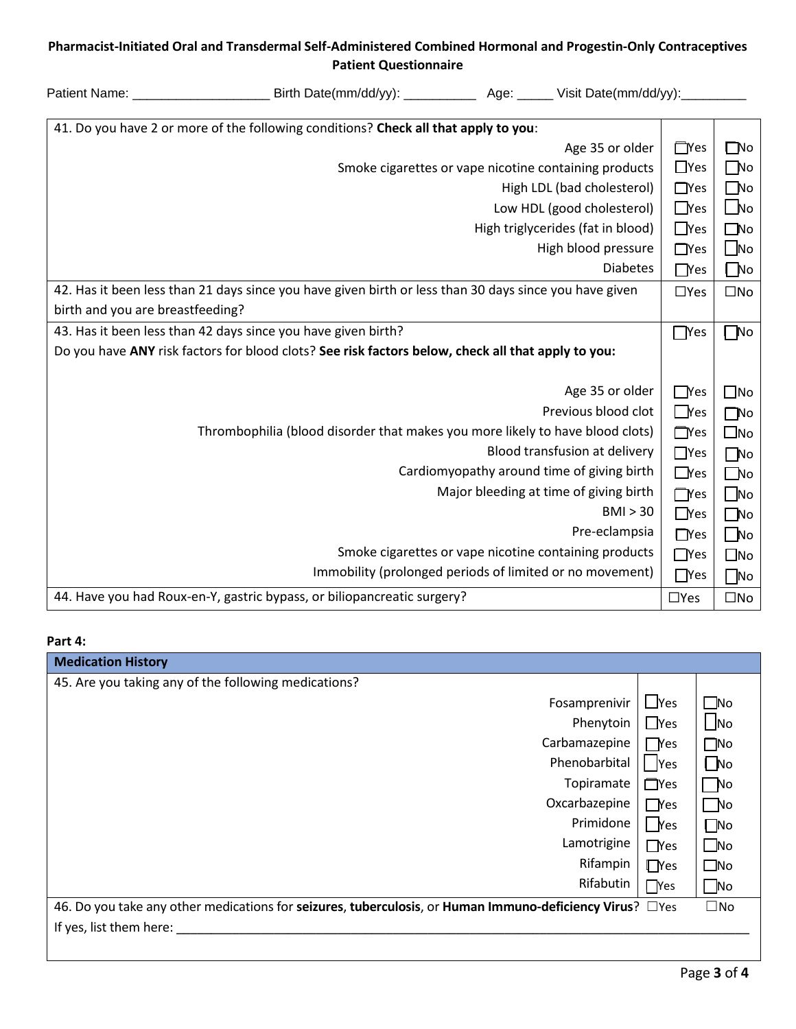**Pharmacist-Initiated Oral and Transdermal Self-Administered Combined Hormonal and Progestin-Only Contraceptives Patient Questionnaire**

Patient Name: ___________________ Birth Date(mm/dd/yy): __________ Age: _____ Visit Date(mm/dd/yy):_________

| | | |
|---|---|---|
| 41. Do you have 2 or more of the following conditions? **Check all that apply to you**: | | |
| Age 35 or older | ☐Yes | ☐No |
| Smoke cigarettes or vape nicotine containing products | ☐Yes | ☐No |
| High LDL (bad cholesterol) | ☐Yes | ☐No |
| Low HDL (good cholesterol) | ☐Yes | ☐No |
| High triglycerides (fat in blood) | ☐Yes | ☐No |
| High blood pressure | ☐Yes | ☐No |
| Diabetes | ☐Yes | ☐No |
| 42. Has it been less than 21 days since you have given birth or less than 30 days since you have given birth and you are breastfeeding? | ☐Yes | ☐No |
| 43. Has it been less than 42 days since you have given birth? | ☐Yes | ☐No |
| Do you have **ANY** risk factors for blood clots? **See risk factors below, check all that apply to you:** | | |
| Age 35 or older | ☐Yes | ☐No |
| Previous blood clot | ☐Yes | ☐No |
| Thrombophilia (blood disorder that makes you more likely to have blood clots) | ☐Yes | ☐No |
| Blood transfusion at delivery | ☐Yes | ☐No |
| Cardiomyopathy around time of giving birth | ☐Yes | ☐No |
| Major bleeding at time of giving birth | ☐Yes | ☐No |
| BMI > 30 | ☐Yes | ☐No |
| Pre-eclampsia | ☐Yes | ☐No |
| Smoke cigarettes or vape nicotine containing products | ☐Yes | ☐No |
| Immobility (prolonged periods of limited or no movement) | ☐Yes | ☐No |
| 44. Have you had Roux-en-Y, gastric bypass, or biliopancreatic surgery? | ☐Yes | ☐No |

**Part 4:**

| Medication History | | |
|---|---|---|
| 45. Are you taking any of the following medications? | | |
| Fosamprenivir | ☐Yes | ☐No |
| Phenytoin | ☐Yes | ☐No |
| Carbamazepine | ☐Yes | ☐No |
| Phenobarbital | ☐Yes | ☐No |
| Topiramate | ☐Yes | ☐No |
| Oxcarbazepine | ☐Yes | ☐No |
| Primidone | ☐Yes | ☐No |
| Lamotrigine | ☐Yes | ☐No |
| Rifampin | ☐Yes | ☐No |
| Rifabutin | ☐Yes | ☐No |
| 46. Do you take any other medications for **seizures**, **tuberculosis**, or **Human Immuno-deficiency Virus**? | ☐Yes | ☐No |
| If yes, list them here: ______________________________________________ | | |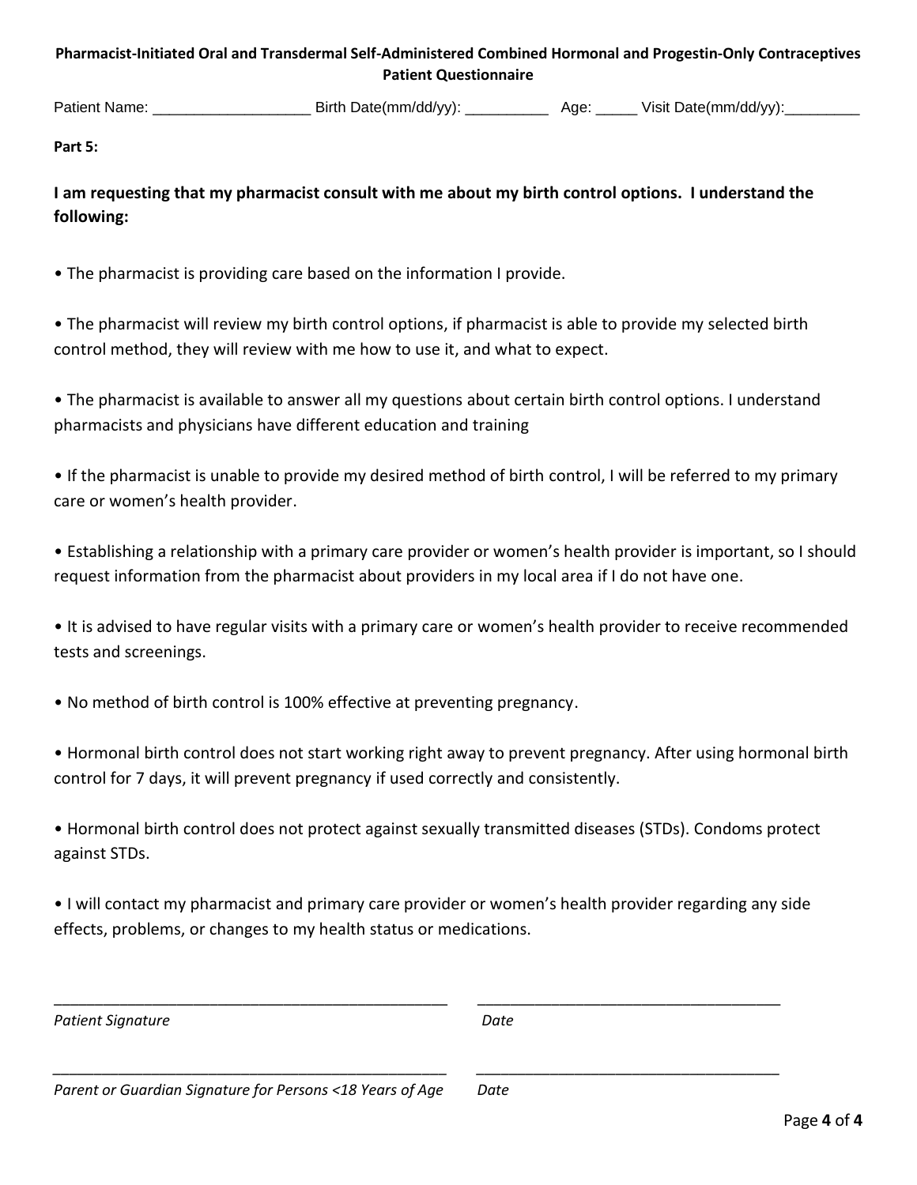**Pharmacist-Initiated Oral and Transdermal Self-Administered Combined Hormonal and Progestin-Only Contraceptives Patient Questionnaire**

Patient Name: ___________________ Birth Date(mm/dd/yy): __________ Age: _____ Visit Date(mm/dd/yy):_________

**Part 5:**

**I am requesting that my pharmacist consult with me about my birth control options. I understand the following:**

- The pharmacist is providing care based on the information I provide.
- The pharmacist will review my birth control options, if pharmacist is able to provide my selected birth control method, they will review with me how to use it, and what to expect.
- The pharmacist is available to answer all my questions about certain birth control options. I understand pharmacists and physicians have different education and training
- If the pharmacist is unable to provide my desired method of birth control, I will be referred to my primary care or women's health provider.
- Establishing a relationship with a primary care provider or women's health provider is important, so I should request information from the pharmacist about providers in my local area if I do not have one.
- It is advised to have regular visits with a primary care or women's health provider to receive recommended tests and screenings.
- No method of birth control is 100% effective at preventing pregnancy.
- Hormonal birth control does not start working right away to prevent pregnancy. After using hormonal birth control for 7 days, it will prevent pregnancy if used correctly and consistently.
- Hormonal birth control does not protect against sexually transmitted diseases (STDs). Condoms protect against STDs.
- I will contact my pharmacist and primary care provider or women's health provider regarding any side effects, problems, or changes to my health status or medications.

_______________________________________________ _____________________________________

*Patient Signature* *Date*

_______________________________________________ _____________________________________

*Parent or Guardian Signature for Persons <18 Years of Age* *Date*